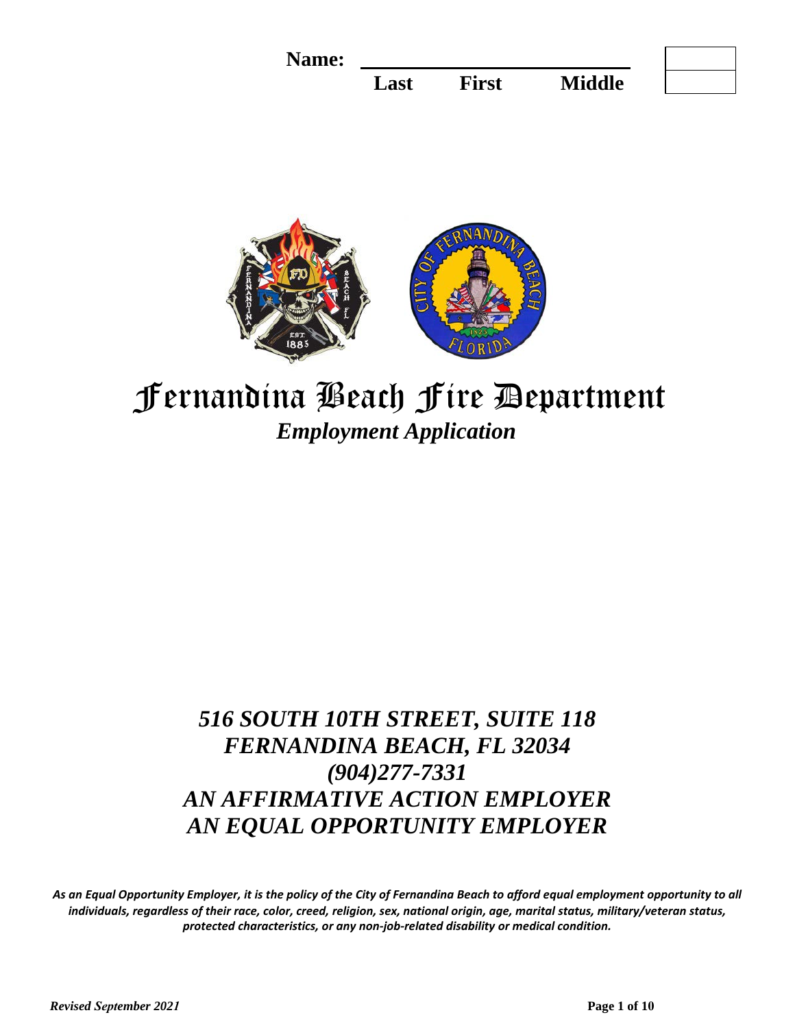**Name:** ______________________________

**Last** **First** **Middle**

# Fernandina Beach Fire Department

## *Employment Application*

## *516 SOUTH 10TH STREET, SUITE 118*
## *FERNANDINA BEACH, FL 32034*
## *(904)277-7331*
## *AN AFFIRMATIVE ACTION EMPLOYER*
## *AN EQUAL OPPORTUNITY EMPLOYER*

***As an Equal Opportunity Employer, it is the policy of the City of Fernandina Beach to afford equal employment opportunity to all individuals, regardless of their race, color, creed, religion, sex, national origin, age, marital status, military/veteran status, protected characteristics, or any non-job-related disability or medical condition.***

***Revised September 2021***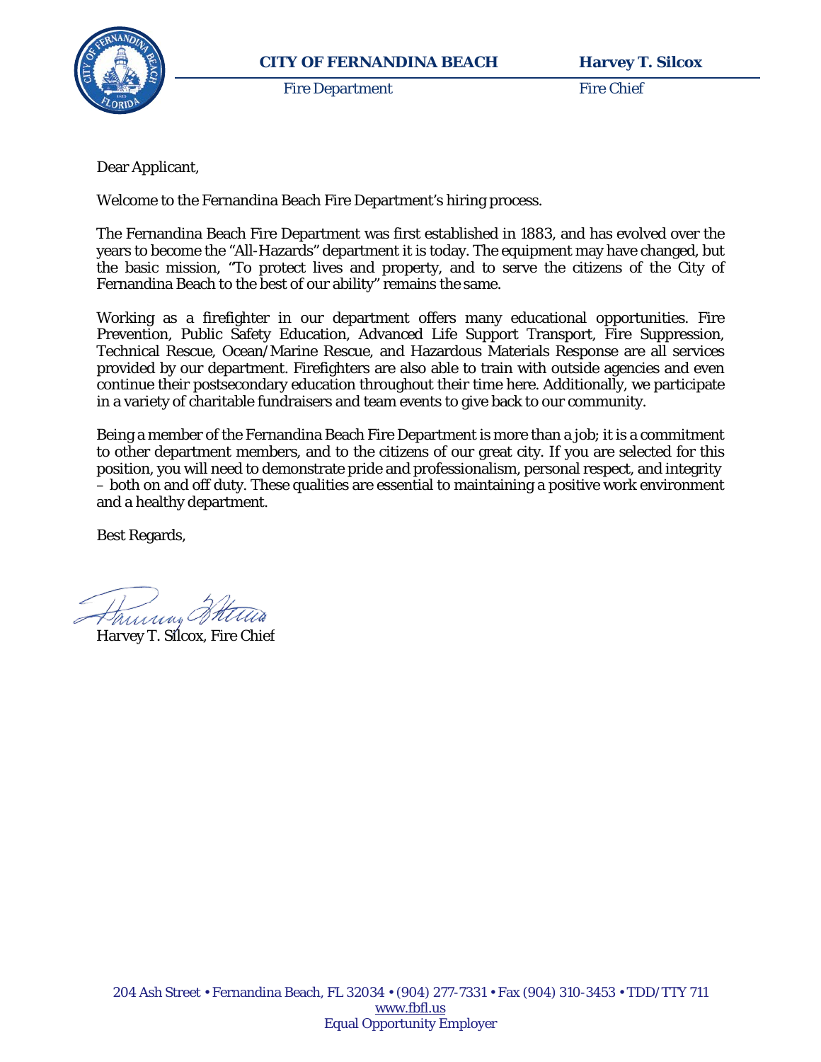**CITY OF FERNANDINA BEACH** — Fire Department

**Harvey T. Silcox** — Fire Chief

Dear Applicant,

Welcome to the Fernandina Beach Fire Department's hiring process.

The Fernandina Beach Fire Department was first established in 1883, and has evolved over the years to become the "All-Hazards" department it is today. The equipment may have changed, but the basic mission, "To protect lives and property, and to serve the citizens of the City of Fernandina Beach to the best of our ability" remains the same.

Working as a firefighter in our department offers many educational opportunities. Fire Prevention, Public Safety Education, Advanced Life Support Transport, Fire Suppression, Technical Rescue, Ocean/Marine Rescue, and Hazardous Materials Response are all services provided by our department. Firefighters are also able to train with outside agencies and even continue their postsecondary education throughout their time here. Additionally, we participate in a variety of charitable fundraisers and team events to give back to our community.

Being a member of the Fernandina Beach Fire Department is more than a job; it is a commitment to other department members, and to the citizens of our great city. If you are selected for this position, you will need to demonstrate pride and professionalism, personal respect, and integrity – both on and off duty. These qualities are essential to maintaining a positive work environment and a healthy department.

Best Regards,

Harvey T. Silcox, Fire Chief

204 Ash Street • Fernandina Beach, FL 32034 • (904) 277-7331 • Fax (904) 310-3453 • TDD/TTY 711
www.fbfl.us
Equal Opportunity Employer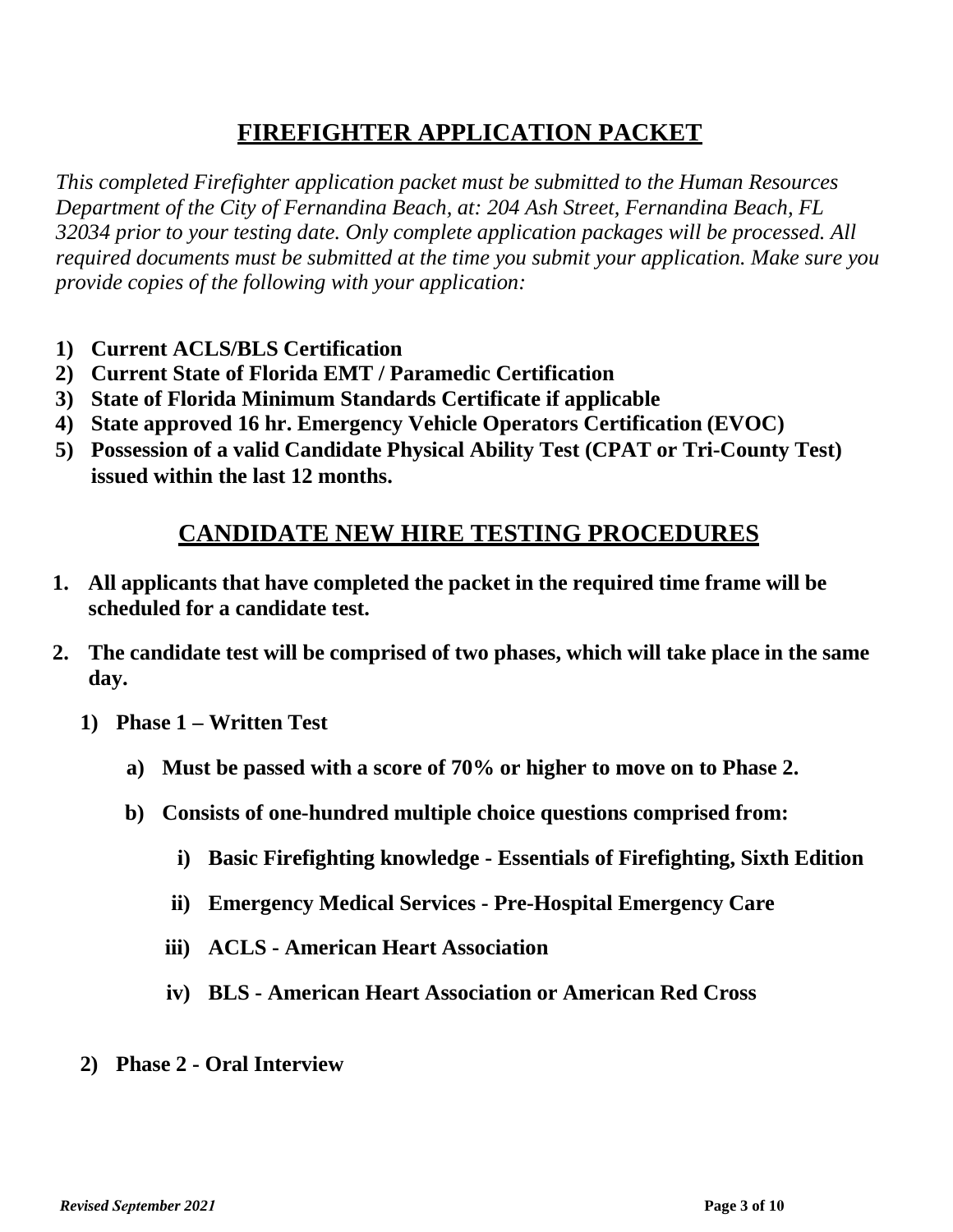## FIREFIGHTER APPLICATION PACKET

*This completed Firefighter application packet must be submitted to the Human Resources Department of the City of Fernandina Beach, at: 204 Ash Street, Fernandina Beach, FL 32034 prior to your testing date. Only complete application packages will be processed. All required documents must be submitted at the time you submit your application. Make sure you provide copies of the following with your application:*

1) **Current ACLS/BLS Certification**
2) **Current State of Florida EMT / Paramedic Certification**
3) **State of Florida Minimum Standards Certificate if applicable**
4) **State approved 16 hr. Emergency Vehicle Operators Certification (EVOC)**
5) **Possession of a valid Candidate Physical Ability Test (CPAT or Tri-County Test) issued within the last 12 months.**

## CANDIDATE NEW HIRE TESTING PROCEDURES

1. **All applicants that have completed the packet in the required time frame will be scheduled for a candidate test.**
2. **The candidate test will be comprised of two phases, which will take place in the same day.**
   1) **Phase 1 – Written Test**
      a) **Must be passed with a score of 70% or higher to move on to Phase 2.**
      b) **Consists of one-hundred multiple choice questions comprised from:**
         i) **Basic Firefighting knowledge - Essentials of Firefighting, Sixth Edition**
         ii) **Emergency Medical Services - Pre-Hospital Emergency Care**
         iii) **ACLS - American Heart Association**
         iv) **BLS - American Heart Association or American Red Cross**
   2) **Phase 2 - Oral Interview**

***Revised September 2021***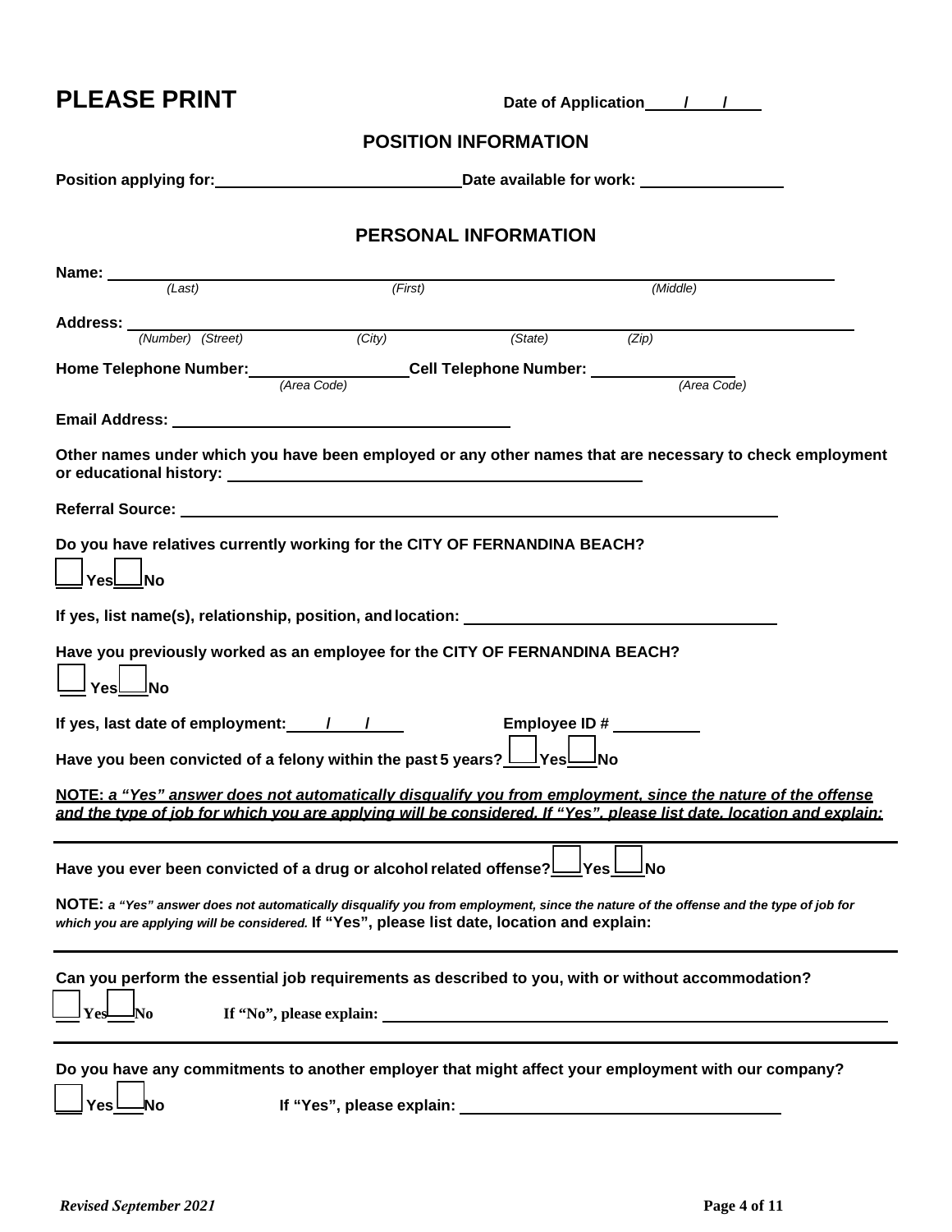# PLEASE PRINT

**Date of Application \_\_\_\_/\_\_\_\_/\_\_\_\_**

## POSITION INFORMATION

**Position applying for:** \_\_\_\_\_\_\_\_\_\_\_\_\_\_\_\_\_\_\_\_\_\_\_\_\_\_\_\_ **Date available for work:** \_\_\_\_\_\_\_\_\_\_\_\_\_\_\_\_

## PERSONAL INFORMATION

**Name:** \_\_\_\_\_\_\_\_\_\_\_\_\_\_\_\_\_\_\_\_\_\_\_\_\_\_\_\_\_\_\_\_\_\_\_\_\_\_\_\_\_\_\_\_\_\_\_\_\_\_\_\_\_\_\_\_\_\_\_\_\_\_\_\_\_\_\_\_
*(Last)* *(First)* *(Middle)*

**Address:** \_\_\_\_\_\_\_\_\_\_\_\_\_\_\_\_\_\_\_\_\_\_\_\_\_\_\_\_\_\_\_\_\_\_\_\_\_\_\_\_\_\_\_\_\_\_\_\_\_\_\_\_\_\_\_\_\_\_\_\_\_\_\_\_\_\_
*(Number) (Street)* *(City)* *(State)* *(Zip)*

**Home Telephone Number:** \_\_\_\_\_\_\_\_\_\_\_\_\_\_\_\_\_\_ **Cell Telephone Number:** \_\_\_\_\_\_\_\_\_\_\_\_\_\_\_\_\_\_
*(Area Code)* *(Area Code)*

**Email Address:** \_\_\_\_\_\_\_\_\_\_\_\_\_\_\_\_\_\_\_\_\_\_\_\_\_\_\_\_\_\_\_\_\_\_\_\_\_\_\_

**Other names under which you have been employed or any other names that are necessary to check employment or educational history:** \_\_\_\_\_\_\_\_\_\_\_\_\_\_\_\_\_\_\_\_\_\_\_\_\_\_\_\_\_\_\_\_\_\_\_\_\_\_\_\_\_\_\_\_\_\_\_\_\_\_

**Referral Source:** \_\_\_\_\_\_\_\_\_\_\_\_\_\_\_\_\_\_\_\_\_\_\_\_\_\_\_\_\_\_\_\_\_\_\_\_\_\_\_\_\_\_\_\_\_\_\_\_\_\_\_\_\_\_\_\_\_\_\_\_\_\_\_\_\_\_\_\_\_\_\_\_\_

**Do you have relatives currently working for the CITY OF FERNANDINA BEACH?**

☐ **Yes** ☐ **No**

**If yes, list name(s), relationship, position, and location:** \_\_\_\_\_\_\_\_\_\_\_\_\_\_\_\_\_\_\_\_\_\_\_\_\_\_\_\_\_\_\_\_\_\_\_\_

**Have you previously worked as an employee for the CITY OF FERNANDINA BEACH?**

☐ **Yes** ☐ **No**

**If yes, last date of employment: \_\_\_\_/\_\_\_\_/\_\_\_\_** **Employee ID #** \_\_\_\_\_\_\_\_\_\_

**Have you been convicted of a felony within the past 5 years?** ☐ **Yes** ☐ **No**

**NOTE:** ***a "Yes" answer does not automatically disqualify you from employment, since the nature of the offense and the type of job for which you are applying will be considered. If "Yes", please list date, location and explain:***

---

**Have you ever been convicted of a drug or alcohol related offense?** ☐ **Yes** ☐ **No**

**NOTE:** ***a "Yes" answer does not automatically disqualify you from employment, since the nature of the offense and the type of job for which you are applying will be considered.*** **If "Yes", please list date, location and explain:**

---

**Can you perform the essential job requirements as described to you, with or without accommodation?**

☐ **Yes** ☐ **No** **If "No", please explain:** \_\_\_\_\_\_\_\_\_\_\_\_\_\_\_\_\_\_\_\_\_\_\_\_\_\_\_\_\_\_\_\_\_\_\_\_\_\_\_\_\_\_\_\_\_\_\_\_\_\_\_\_\_\_\_\_\_\_\_\_\_

---

**Do you have any commitments to another employer that might affect your employment with our company?**

☐ **Yes** ☐ **No** **If "Yes", please explain:** \_\_\_\_\_\_\_\_\_\_\_\_\_\_\_\_\_\_\_\_\_\_\_\_\_\_\_\_\_\_\_\_\_\_\_\_\_\_\_

*Revised September 2021*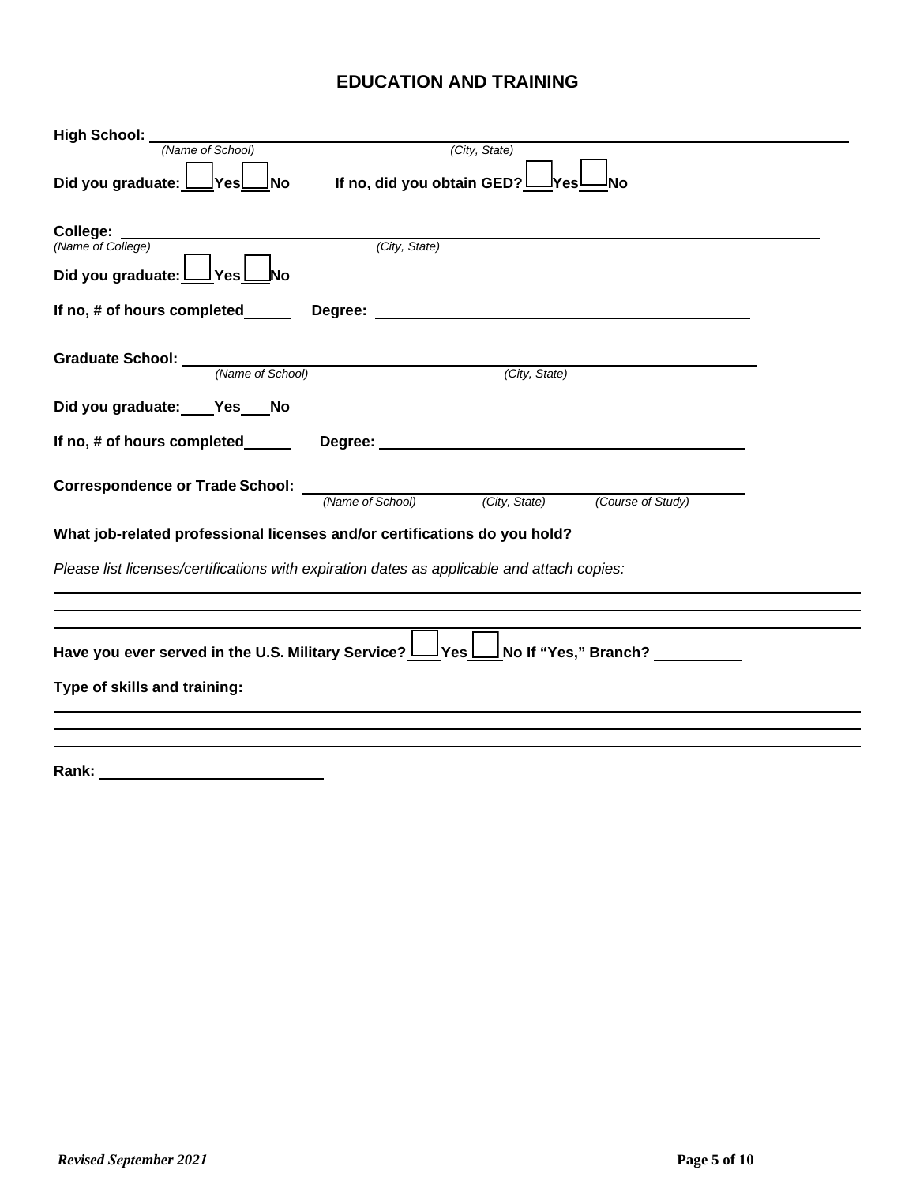# EDUCATION AND TRAINING

**High School:** ______________________________________________________________
*(Name of School)* *(City, State)*

**Did you graduate:** ☐ **Yes** ☐ **No** **If no, did you obtain GED?** ☐ **Yes** ☐ **No**

**College:** ______________________________________________________________
*(Name of College)* *(City, State)*

**Did you graduate:** ☐ **Yes** ☐ **No**

**If no, # of hours completed** ______ **Degree:** ______________________________

**Graduate School:** ______________________________________________________________
*(Name of School)* *(City, State)*

**Did you graduate:** ____ **Yes** ____ **No**

**If no, # of hours completed** ______ **Degree:** ______________________________

**Correspondence or Trade School:** ______________________________________________
*(Name of School)* *(City, State)* *(Course of Study)*

**What job-related professional licenses and/or certifications do you hold?**

*Please list licenses/certifications with expiration dates as applicable and attach copies:*

______________________________________________________________

______________________________________________________________

______________________________________________________________

**Have you ever served in the U.S. Military Service?** ☐ **Yes** ☐ **No If "Yes," Branch?** __________

**Type of skills and training:**

______________________________________________________________

______________________________________________________________

______________________________________________________________

**Rank:** ____________________________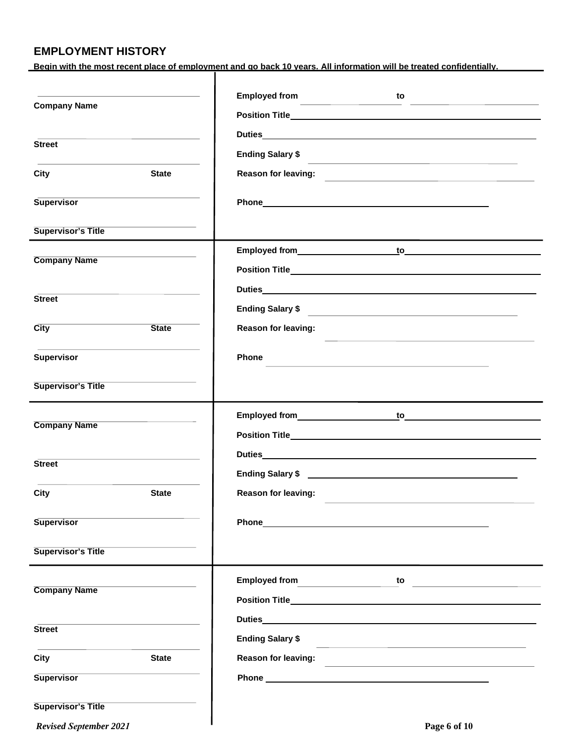## EMPLOYMENT HISTORY

**Begin with the most recent place of employment and go back 10 years. All information will be treated confidentially.**

| | |
|---|---|
| **Company Name** | **Employed from** \_\_\_\_\_\_\_\_\_\_ **to** \_\_\_\_\_\_\_\_\_\_ |
| | **Position Title** \_\_\_\_\_\_\_\_\_\_ |
| **Street** | **Duties** \_\_\_\_\_\_\_\_\_\_ |
| | **Ending Salary $** \_\_\_\_\_\_\_\_\_\_ |
| **City** **State** | **Reason for leaving:** \_\_\_\_\_\_\_\_\_\_ |
| **Supervisor** | **Phone** \_\_\_\_\_\_\_\_\_\_ |
| **Supervisor's Title** | |
| **Company Name** | **Employed from** \_\_\_\_\_\_\_\_\_\_ **to** \_\_\_\_\_\_\_\_\_\_ |
| | **Position Title** \_\_\_\_\_\_\_\_\_\_ |
| **Street** | **Duties** \_\_\_\_\_\_\_\_\_\_ |
| | **Ending Salary $** \_\_\_\_\_\_\_\_\_\_ |
| **City** **State** | **Reason for leaving:** \_\_\_\_\_\_\_\_\_\_ |
| **Supervisor** | **Phone** \_\_\_\_\_\_\_\_\_\_ |
| **Supervisor's Title** | |
| **Company Name** | **Employed from** \_\_\_\_\_\_\_\_\_\_ **to** \_\_\_\_\_\_\_\_\_\_ |
| | **Position Title** \_\_\_\_\_\_\_\_\_\_ |
| **Street** | **Duties** \_\_\_\_\_\_\_\_\_\_ |
| | **Ending Salary $** \_\_\_\_\_\_\_\_\_\_ |
| **City** **State** | **Reason for leaving:** \_\_\_\_\_\_\_\_\_\_ |
| **Supervisor** | **Phone** \_\_\_\_\_\_\_\_\_\_ |
| **Supervisor's Title** | |
| **Company Name** | **Employed from** \_\_\_\_\_\_\_\_\_\_ **to** \_\_\_\_\_\_\_\_\_\_ |
| | **Position Title** \_\_\_\_\_\_\_\_\_\_ |
| **Street** | **Duties** \_\_\_\_\_\_\_\_\_\_ |
| | **Ending Salary $** \_\_\_\_\_\_\_\_\_\_ |
| **City** **State** | **Reason for leaving:** \_\_\_\_\_\_\_\_\_\_ |
| **Supervisor** | **Phone** \_\_\_\_\_\_\_\_\_\_ |
| **Supervisor's Title** | |

*Revised September 2021*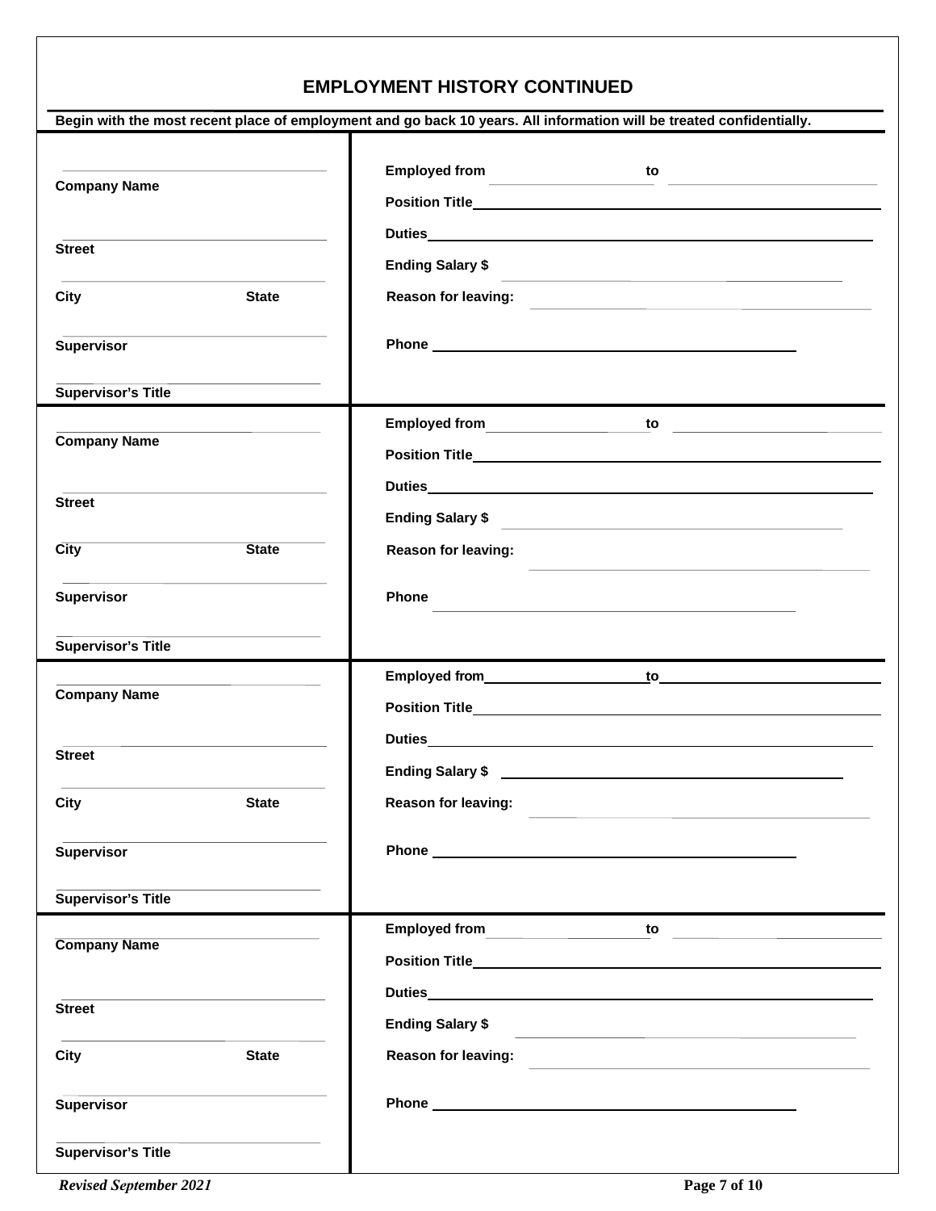## EMPLOYMENT HISTORY CONTINUED

**Begin with the most recent place of employment and go back 10 years. All information will be treated confidentially.**

| | |
|---|---|
| **Company Name** ______ | **Employed from** ______ **to** ______ |
| | **Position Title** ______ |
| **Street** ______ | **Duties** ______ |
| | **Ending Salary $** ______ |
| **City** ______ **State** ______ | **Reason for leaving:** ______ |
| **Supervisor** ______ | **Phone** ______ |
| **Supervisor's Title** ______ | |
| **Company Name** ______ | **Employed from** ______ **to** ______ |
| | **Position Title** ______ |
| **Street** ______ | **Duties** ______ |
| | **Ending Salary $** ______ |
| **City** ______ **State** ______ | **Reason for leaving:** ______ |
| **Supervisor** ______ | **Phone** ______ |
| **Supervisor's Title** ______ | |
| **Company Name** ______ | **Employed from** ______ **to** ______ |
| | **Position Title** ______ |
| **Street** ______ | **Duties** ______ |
| | **Ending Salary $** ______ |
| **City** ______ **State** ______ | **Reason for leaving:** ______ |
| **Supervisor** ______ | **Phone** ______ |
| **Supervisor's Title** ______ | |
| **Company Name** ______ | **Employed from** ______ **to** ______ |
| | **Position Title** ______ |
| **Street** ______ | **Duties** ______ |
| | **Ending Salary $** ______ |
| **City** ______ **State** ______ | **Reason for leaving:** ______ |
| **Supervisor** ______ | **Phone** ______ |
| **Supervisor's Title** ______ | |

*Revised September 2021*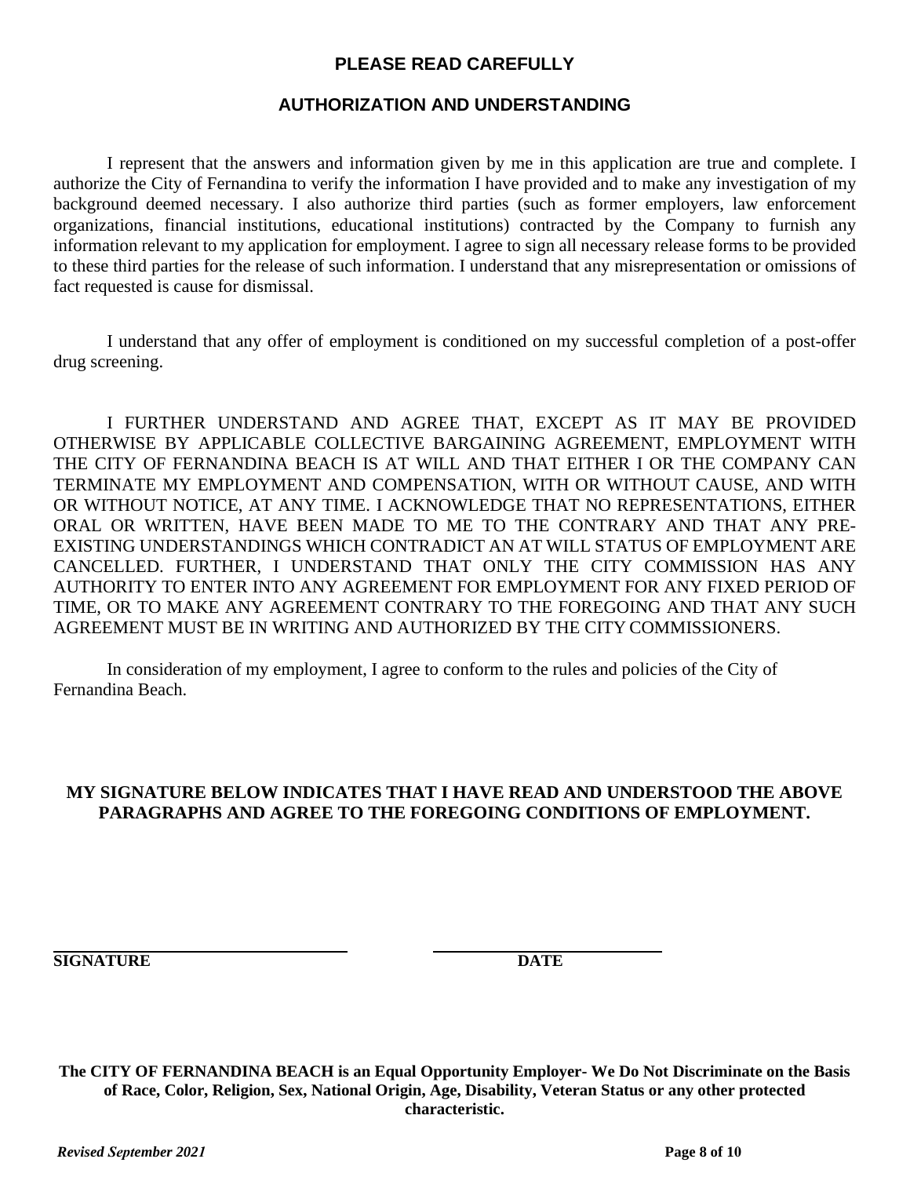## PLEASE READ CAREFULLY

## AUTHORIZATION AND UNDERSTANDING

I represent that the answers and information given by me in this application are true and complete. I authorize the City of Fernandina to verify the information I have provided and to make any investigation of my background deemed necessary. I also authorize third parties (such as former employers, law enforcement organizations, financial institutions, educational institutions) contracted by the Company to furnish any information relevant to my application for employment. I agree to sign all necessary release forms to be provided to these third parties for the release of such information. I understand that any misrepresentation or omissions of fact requested is cause for dismissal.

I understand that any offer of employment is conditioned on my successful completion of a post-offer drug screening.

I FURTHER UNDERSTAND AND AGREE THAT, EXCEPT AS IT MAY BE PROVIDED OTHERWISE BY APPLICABLE COLLECTIVE BARGAINING AGREEMENT, EMPLOYMENT WITH THE CITY OF FERNANDINA BEACH IS AT WILL AND THAT EITHER I OR THE COMPANY CAN TERMINATE MY EMPLOYMENT AND COMPENSATION, WITH OR WITHOUT CAUSE, AND WITH OR WITHOUT NOTICE, AT ANY TIME. I ACKNOWLEDGE THAT NO REPRESENTATIONS, EITHER ORAL OR WRITTEN, HAVE BEEN MADE TO ME TO THE CONTRARY AND THAT ANY PRE-EXISTING UNDERSTANDINGS WHICH CONTRADICT AN AT WILL STATUS OF EMPLOYMENT ARE CANCELLED. FURTHER, I UNDERSTAND THAT ONLY THE CITY COMMISSION HAS ANY AUTHORITY TO ENTER INTO ANY AGREEMENT FOR EMPLOYMENT FOR ANY FIXED PERIOD OF TIME, OR TO MAKE ANY AGREEMENT CONTRARY TO THE FOREGOING AND THAT ANY SUCH AGREEMENT MUST BE IN WRITING AND AUTHORIZED BY THE CITY COMMISSIONERS.

In consideration of my employment, I agree to conform to the rules and policies of the City of Fernandina Beach.

**MY SIGNATURE BELOW INDICATES THAT I HAVE READ AND UNDERSTOOD THE ABOVE PARAGRAPHS AND AGREE TO THE FOREGOING CONDITIONS OF EMPLOYMENT.**

\_\_\_\_\_\_\_\_\_\_\_\_\_\_\_\_\_\_\_\_\_\_\_\_\_\_\_\_\_\_ \_\_\_\_\_\_\_\_\_\_\_\_\_\_\_\_\_\_\_\_\_\_\_\_
**SIGNATURE** **DATE**

**The CITY OF FERNANDINA BEACH is an Equal Opportunity Employer- We Do Not Discriminate on the Basis of Race, Color, Religion, Sex, National Origin, Age, Disability, Veteran Status or any other protected characteristic.**

***Revised September 2021***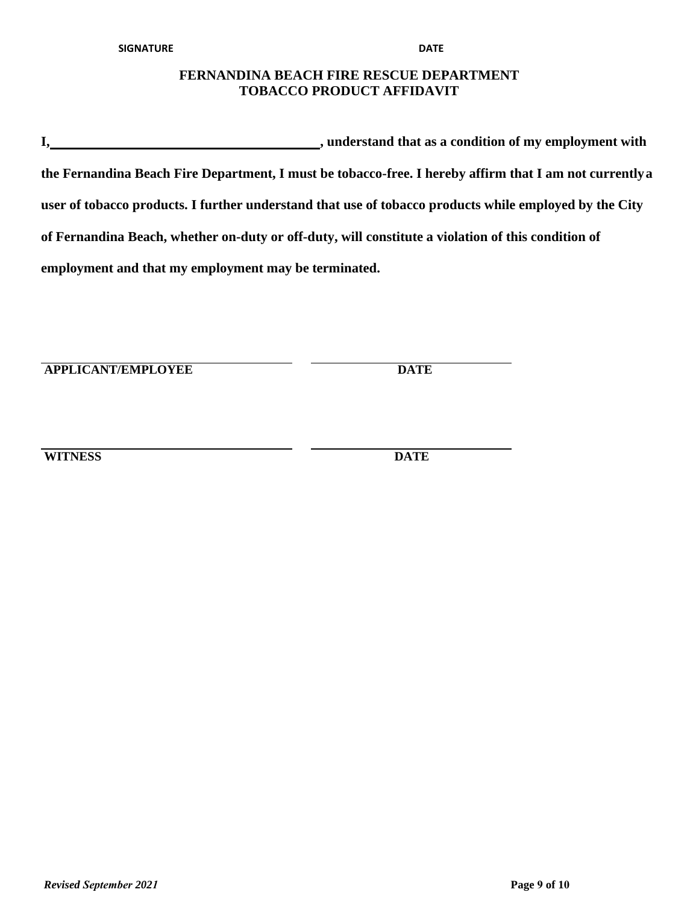**SIGNATURE** **DATE**

# FERNANDINA BEACH FIRE RESCUE DEPARTMENT
## TOBACCO PRODUCT AFFIDAVIT

**I,\_\_\_\_\_\_\_\_\_\_\_\_\_\_\_\_\_\_\_\_\_\_\_\_\_\_\_\_\_\_\_\_\_\_\_\_\_\_\_\_\_\_, understand that as a condition of my employment with the Fernandina Beach Fire Department, I must be tobacco-free. I hereby affirm that I am not currently a user of tobacco products. I further understand that use of tobacco products while employed by the City of Fernandina Beach, whether on-duty or off-duty, will constitute a violation of this condition of employment and that my employment may be terminated.**

\_\_\_\_\_\_\_\_\_\_\_\_\_\_\_\_\_\_\_\_\_\_\_\_\_\_\_\_\_\_\_\_\_\_\_\_ \_\_\_\_\_\_\_\_\_\_\_\_\_\_\_\_\_\_\_\_\_\_\_\_\_\_\_\_\_\_

**APPLICANT/EMPLOYEE** **DATE**

\_\_\_\_\_\_\_\_\_\_\_\_\_\_\_\_\_\_\_\_\_\_\_\_\_\_\_\_\_\_\_\_\_\_\_\_ \_\_\_\_\_\_\_\_\_\_\_\_\_\_\_\_\_\_\_\_\_\_\_\_\_\_\_\_\_\_

**WITNESS** **DATE**

***Revised September 2021***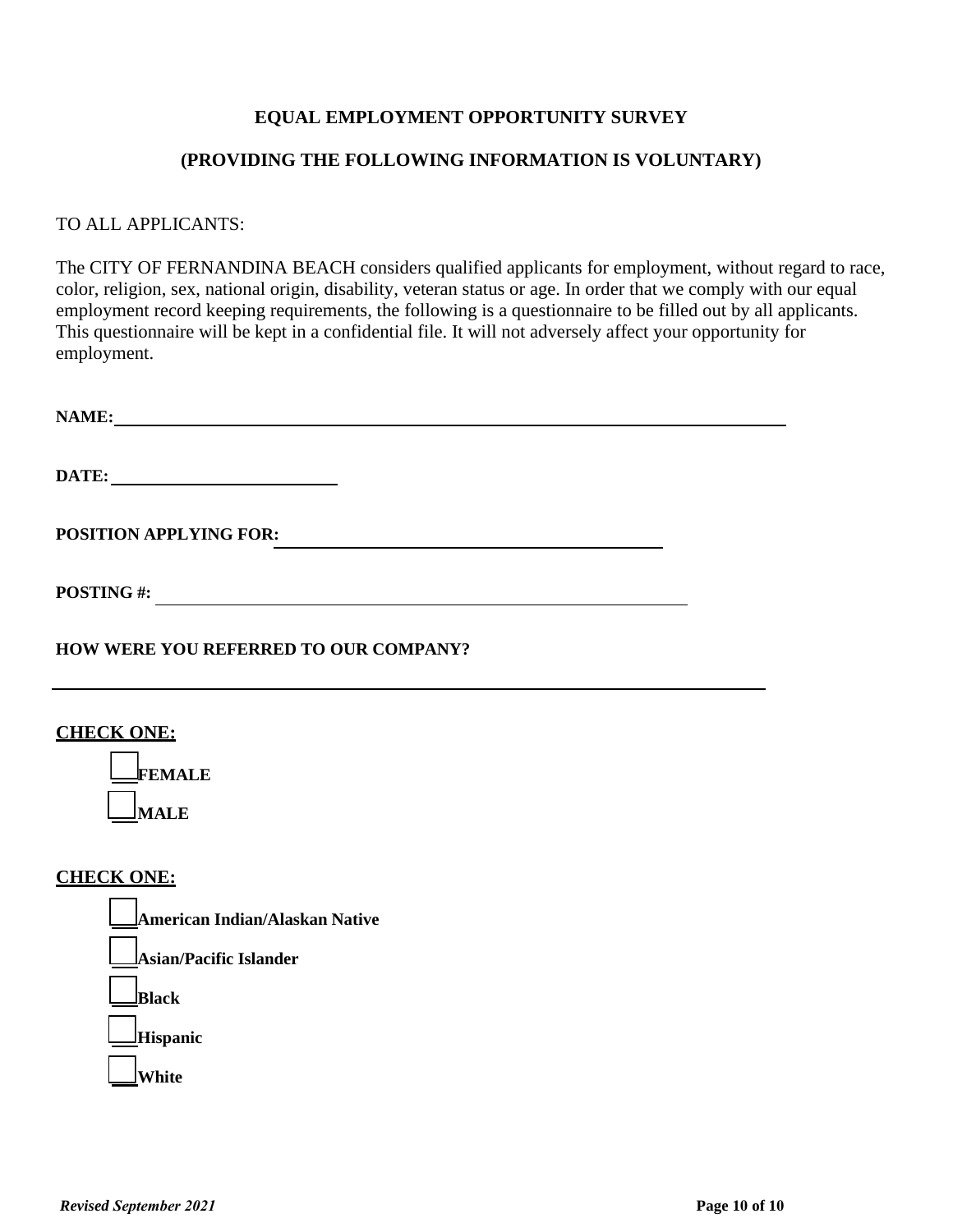**EQUAL EMPLOYMENT OPPORTUNITY SURVEY**

**(PROVIDING THE FOLLOWING INFORMATION IS VOLUNTARY)**

TO ALL APPLICANTS:

The CITY OF FERNANDINA BEACH considers qualified applicants for employment, without regard to race, color, religion, sex, national origin, disability, veteran status or age. In order that we comply with our equal employment record keeping requirements, the following is a questionnaire to be filled out by all applicants. This questionnaire will be kept in a confidential file. It will not adversely affect your opportunity for employment.

**NAME:** ______________________________________________

**DATE:** ________________________

**POSITION APPLYING FOR:** ________________________________

**POSTING #:** ________________________________

**HOW WERE YOU REFERRED TO OUR COMPANY?**

______________________________________________

**CHECK ONE:**

- ☐ **FEMALE**
- ☐ **MALE**

**CHECK ONE:**

- ☐ **American Indian/Alaskan Native**
- ☐ **Asian/Pacific Islander**
- ☐ **Black**
- ☐ **Hispanic**
- ☐ **White**

*Revised September 2021*